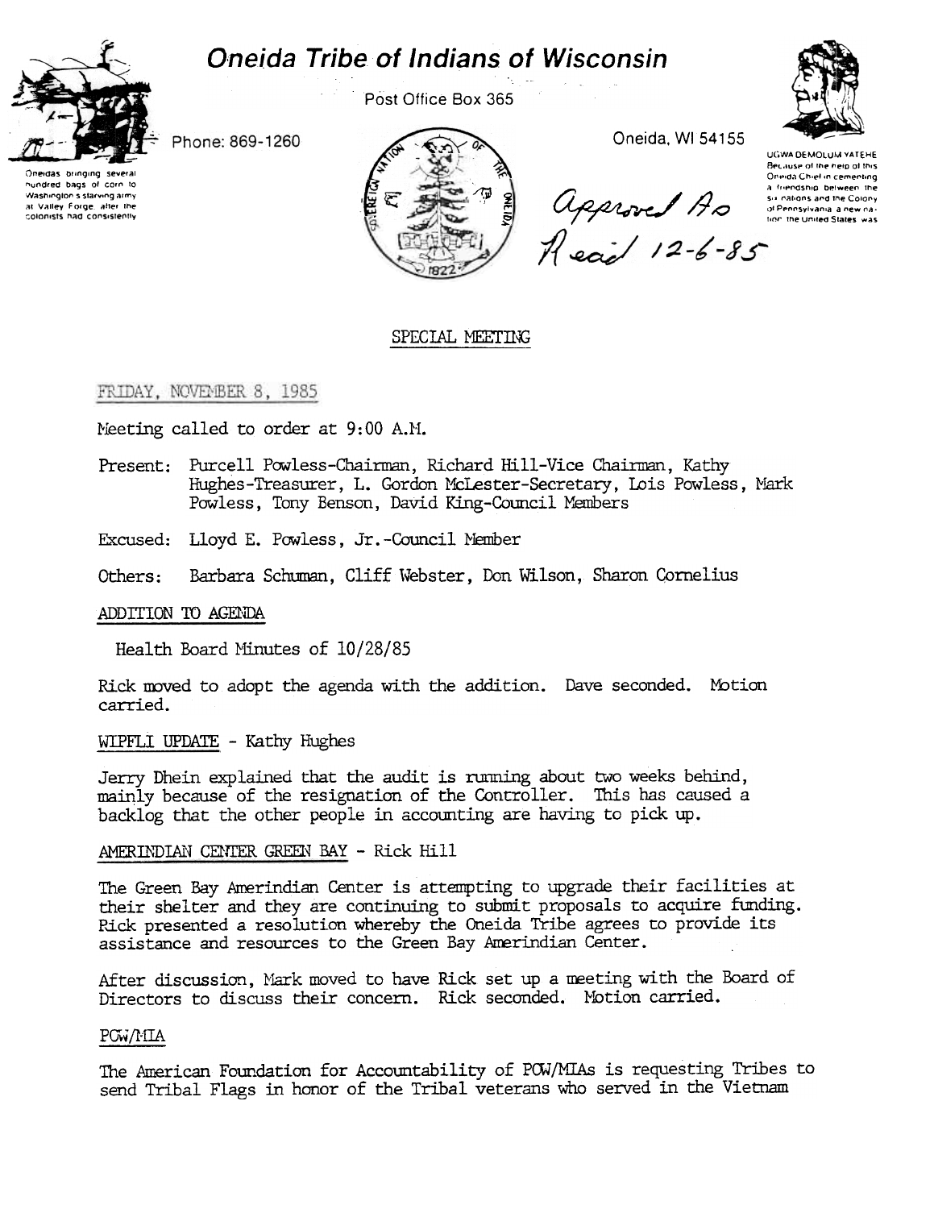# Oneida Tribe of Indians of Wisconsin

Post Office Box 365

Phone: 869-1260

Oneida, WI 54155

Oneidas bringing several hundred bags of corn to Washington's starving army at Valley Forge, after the colonists had consistently

UGWA DEMOLUM YATEHE
Because of the help of this Oneida Chief in cementing a friendship between the six nations and the Colony of Pennsylvania, a new nation, the United States was

Approved As Read 12-6-85

## SPECIAL MEETING

FRIDAY, NOVEMBER 8, 1985

Meeting called to order at 9:00 A.M.

Present: Purcell Powless-Chairman, Richard Hill-Vice Chairman, Kathy Hughes-Treasurer, L. Gordon McLester-Secretary, Lois Powless, Mark Powless, Tony Benson, David King-Council Members

Excused: Lloyd E. Powless, Jr.-Council Member

Others: Barbara Schuman, Cliff Webster, Don Wilson, Sharon Cornelius

### ADDITION TO AGENDA

Health Board Minutes of 10/28/85

Rick moved to adopt the agenda with the addition. Dave seconded. Motion carried.

### WIPFLI UPDATE - Kathy Hughes

Jerry Dhein explained that the audit is running about two weeks behind, mainly because of the resignation of the Controller. This has caused a backlog that the other people in accounting are having to pick up.

### AMERINDIAN CENTER GREEN BAY - Rick Hill

The Green Bay Amerindian Center is attempting to upgrade their facilities at their shelter and they are continuing to submit proposals to acquire funding. Rick presented a resolution whereby the Oneida Tribe agrees to provide its assistance and resources to the Green Bay Amerindian Center.

After discussion, Mark moved to have Rick set up a meeting with the Board of Directors to discuss their concern. Rick seconded. Motion carried.

### POW/MIA

The American Foundation for Accountability of POW/MIAs is requesting Tribes to send Tribal Flags in honor of the Tribal veterans who served in the Vietnam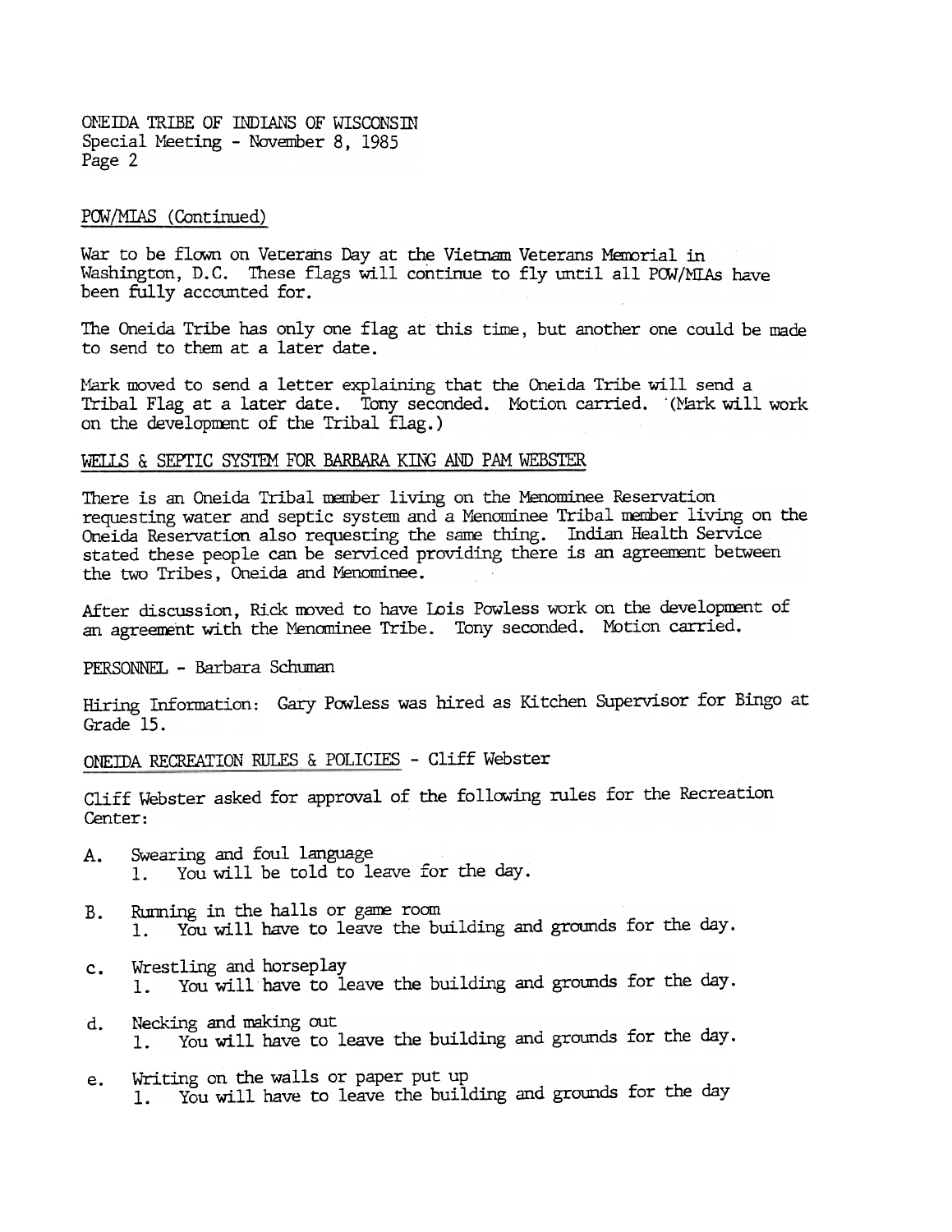POW/MIAS (Continued)

War to be flown on Veterans Day at the Vietnam Veterans Memorial in Washington, D.C. These flags will continue to fly until all POW/MIAs have been fully accounted for.

The Oneida Tribe has only one flag at this time, but another one could be made to send to them at a later date.

Mark moved to send a letter explaining that the Oneida Tribe will send a Tribal Flag at a later date. Tony seconded. Motion carried. (Mark will work on the development of the Tribal flag.)

WELLS & SEPTIC SYSTEM FOR BARBARA KING AND PAM WEBSTER

There is an Oneida Tribal member living on the Menominee Reservation requesting water and septic system and a Menominee Tribal member living on the Oneida Reservation also requesting the same thing. Indian Health Service stated these people can be serviced providing there is an agreement between the two Tribes, Oneida and Menominee.

After discussion, Rick moved to have Lois Powless work on the development of an agreement with the Menominee Tribe. Tony seconded. Motion carried.

PERSONNEL - Barbara Schuman

Hiring Information: Gary Powless was hired as Kitchen Supervisor for Bingo at Grade 15.

ONEIDA RECREATION RULES & POLICIES - Cliff Webster

Cliff Webster asked for approval of the following rules for the Recreation Center:

A. Swearing and foul language
   1. You will be told to leave for the day.

B. Running in the halls or game room
   1. You will have to leave the building and grounds for the day.

c. Wrestling and horseplay
   1. You will have to leave the building and grounds for the day.

d. Necking and making out
   1. You will have to leave the building and grounds for the day.

e. Writing on the walls or paper put up
   1. You will have to leave the building and grounds for the day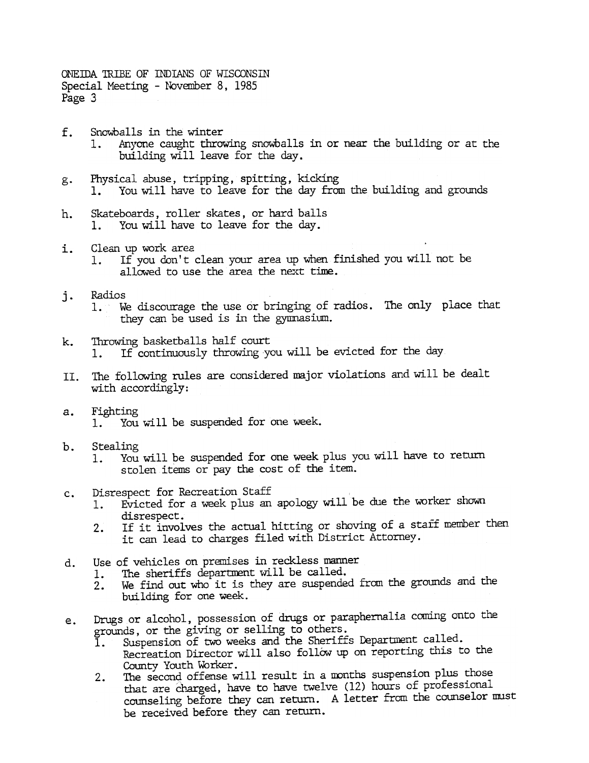f. Snowballs in the winter
    1. Anyone caught throwing snowballs in or near the building or at the building will leave for the day.

g. Physical abuse, tripping, spitting, kicking
    1. You will have to leave for the day from the building and grounds

h. Skateboards, roller skates, or hard balls
    1. You will have to leave for the day.

i. Clean up work area
    1. If you don't clean your area up when finished you will not be allowed to use the area the next time.

j. Radios
    1. We discourage the use or bringing of radios. The only place that they can be used is in the gymnasium.

k. Throwing basketballs half court
    1. If continuously throwing you will be evicted for the day

II. The following rules are considered major violations and will be dealt with accordingly:

a. Fighting
    1. You will be suspended for one week.

b. Stealing
    1. You will be suspended for one week plus you will have to return stolen items or pay the cost of the item.

c. Disrespect for Recreation Staff
    1. Evicted for a week plus an apology will be due the worker shown disrespect.
    2. If it involves the actual hitting or shoving of a staff member then it can lead to charges filed with District Attorney.

d. Use of vehicles on premises in reckless manner
    1. The sheriffs department will be called.
    2. We find out who it is they are suspended from the grounds and the building for one week.

e. Drugs or alcohol, possession of drugs or paraphernalia coming onto the grounds, or the giving or selling to others.
    1. Suspension of two weeks and the Sheriffs Department called. Recreation Director will also follow up on reporting this to the County Youth Worker.
    2. The second offense will result in a months suspension plus those that are charged, have to have twelve (12) hours of professional counseling before they can return. A letter from the counselor must be received before they can return.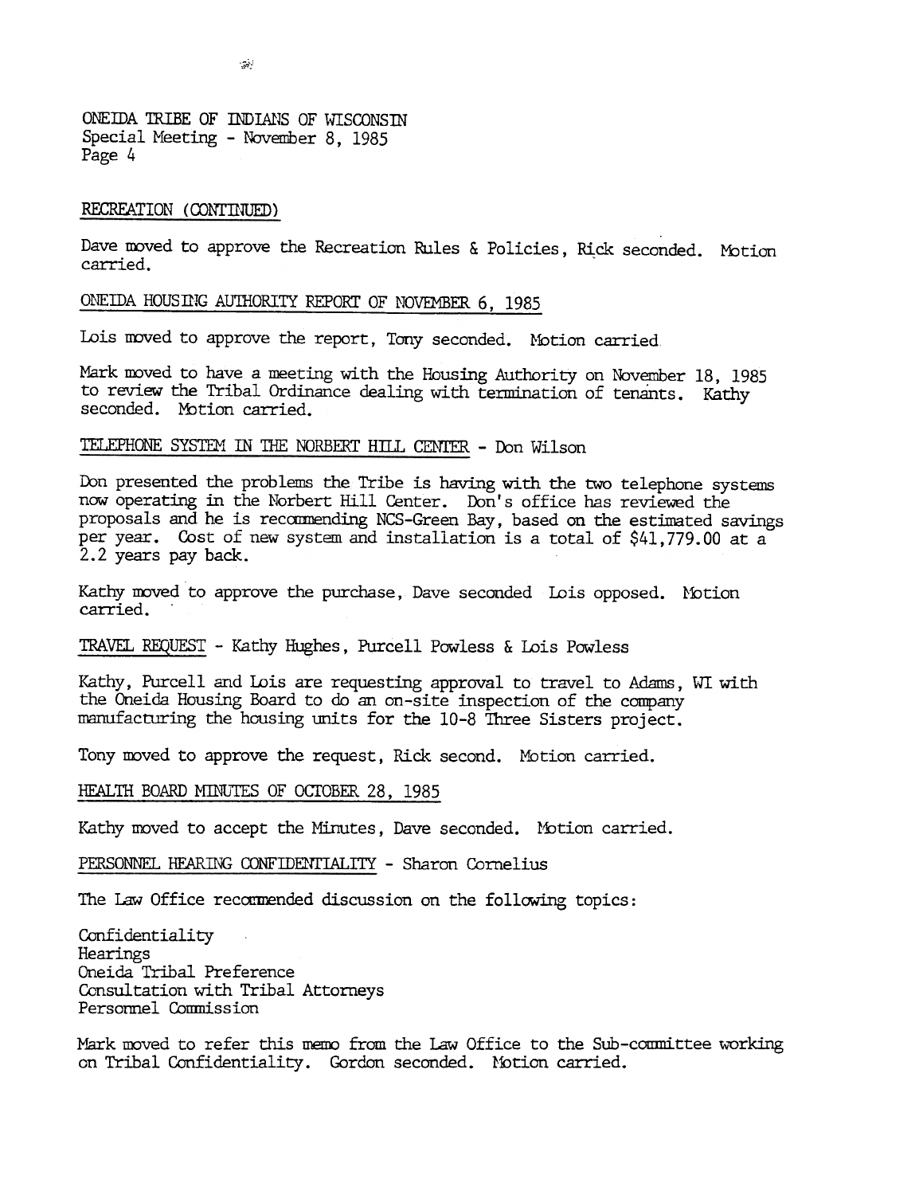ONEIDA TRIBE OF INDIANS OF WISCONSIN
Special Meeting - November 8, 1985

RECREATION (CONTINUED)

Dave moved to approve the Recreation Rules & Policies, Rick seconded. Motion carried.

ONEIDA HOUSING AUTHORITY REPORT OF NOVEMBER 6, 1985

Lois moved to approve the report, Tony seconded. Motion carried.

Mark moved to have a meeting with the Housing Authority on November 18, 1985 to review the Tribal Ordinance dealing with termination of tenants. Kathy seconded. Motion carried.

TELEPHONE SYSTEM IN THE NORBERT HILL CENTER - Don Wilson

Don presented the problems the Tribe is having with the two telephone systems now operating in the Norbert Hill Center. Don's office has reviewed the proposals and he is recommending NCS-Green Bay, based on the estimated savings per year. Cost of new system and installation is a total of $41,779.00 at a 2.2 years pay back.

Kathy moved to approve the purchase, Dave seconded Lois opposed. Motion carried.

TRAVEL REQUEST - Kathy Hughes, Purcell Powless & Lois Powless

Kathy, Purcell and Lois are requesting approval to travel to Adams, WI with the Oneida Housing Board to do an on-site inspection of the company manufacturing the housing units for the 10-8 Three Sisters project.

Tony moved to approve the request, Rick second. Motion carried.

HEALTH BOARD MINUTES OF OCTOBER 28, 1985

Kathy moved to accept the Minutes, Dave seconded. Motion carried.

PERSONNEL HEARING CONFIDENTIALITY - Sharon Cornelius

The Law Office recommended discussion on the following topics:

Confidentiality
Hearings
Oneida Tribal Preference
Consultation with Tribal Attorneys
Personnel Commission

Mark moved to refer this memo from the Law Office to the Sub-committee working on Tribal Confidentiality. Gordon seconded. Motion carried.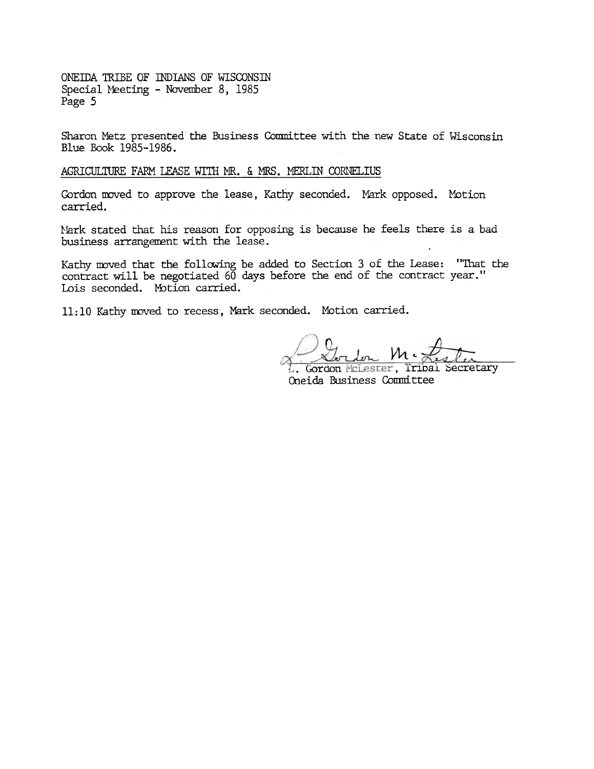Sharon Metz presented the Business Committee with the new State of Wisconsin Blue Book 1985-1986.

AGRICULTURE FARM LEASE WITH MR. & MRS. MERLIN CORNELIUS

Gordon moved to approve the lease, Kathy seconded. Mark opposed. Motion carried.

Mark stated that his reason for opposing is because he feels there is a bad business arrangement with the lease.

Kathy moved that the following be added to Section 3 of the Lease: "That the contract will be negotiated 60 days before the end of the contract year." Lois seconded. Motion carried.

11:10 Kathy moved to recess, Mark seconded. Motion carried.

L. Gordon McLester, Tribal Secretary
Oneida Business Committee